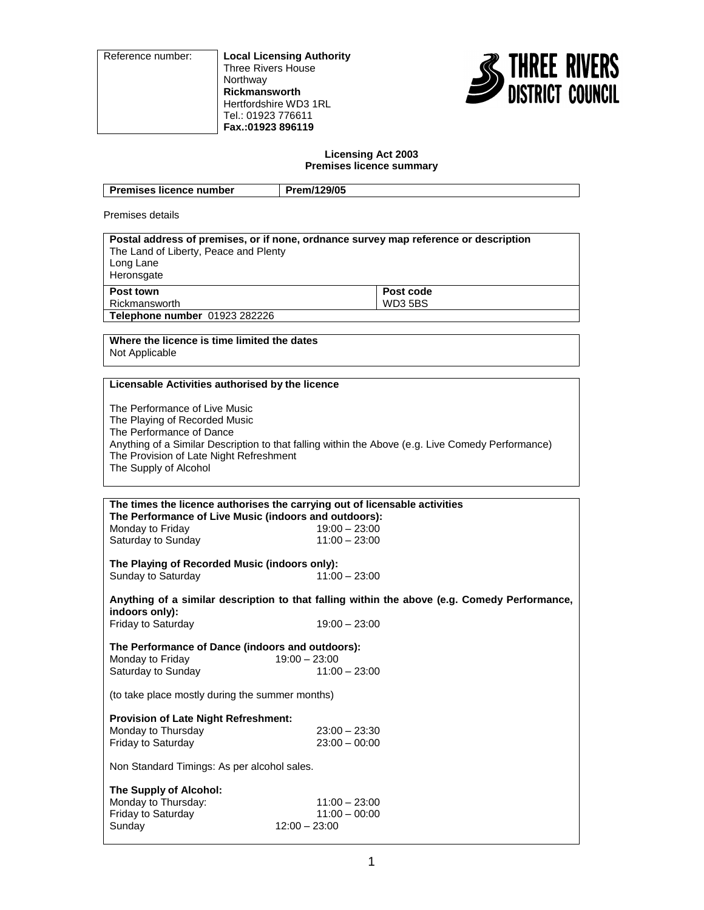| Reference number: | **Local Licensing Authority**<br>Three Rivers House<br>Northway<br>**Rickmansworth**<br>Hertfordshire WD3 1RL<br>Tel.: 01923 776611<br>**Fax.:01923 896119** |
|---|---|

THREE RIVERS DISTRICT COUNCIL

**Licensing Act 2003**
**Premises licence summary**

| **Premises licence number** | **Prem/129/05** |
|---|---|

Premises details

| **Postal address of premises, or if none, ordnance survey map reference or description** | |
|---|---|
| The Land of Liberty, Peace and Plenty<br>Long Lane<br>Heronsgate | |
| **Post town**<br>Rickmansworth | **Post code**<br>WD3 5BS |
| **Telephone number** 01923 282226 | |

**Where the licence is time limited the dates**
Not Applicable

**Licensable Activities authorised by the licence**

The Performance of Live Music
The Playing of Recorded Music
The Performance of Dance
Anything of a Similar Description to that falling within the Above (e.g. Live Comedy Performance)
The Provision of Late Night Refreshment
The Supply of Alcohol

**The times the licence authorises the carrying out of licensable activities**

**The Performance of Live Music (indoors and outdoors):**

| | |
|---|---|
| Monday to Friday | 19:00 – 23:00 |
| Saturday to Sunday | 11:00 – 23:00 |

**The Playing of Recorded Music (indoors only):**

| | |
|---|---|
| Sunday to Saturday | 11:00 – 23:00 |

**Anything of a similar description to that falling within the above (e.g. Comedy Performance, indoors only):**

| | |
|---|---|
| Friday to Saturday | 19:00 – 23:00 |

**The Performance of Dance (indoors and outdoors):**

| | |
|---|---|
| Monday to Friday | 19:00 – 23:00 |
| Saturday to Sunday | 11:00 – 23:00 |

(to take place mostly during the summer months)

**Provision of Late Night Refreshment:**

| | |
|---|---|
| Monday to Thursday | 23:00 – 23:30 |
| Friday to Saturday | 23:00 – 00:00 |

Non Standard Timings: As per alcohol sales.

**The Supply of Alcohol:**

| | |
|---|---|
| Monday to Thursday: | 11:00 – 23:00 |
| Friday to Saturday | 11:00 – 00:00 |
| Sunday | 12:00 – 23:00 |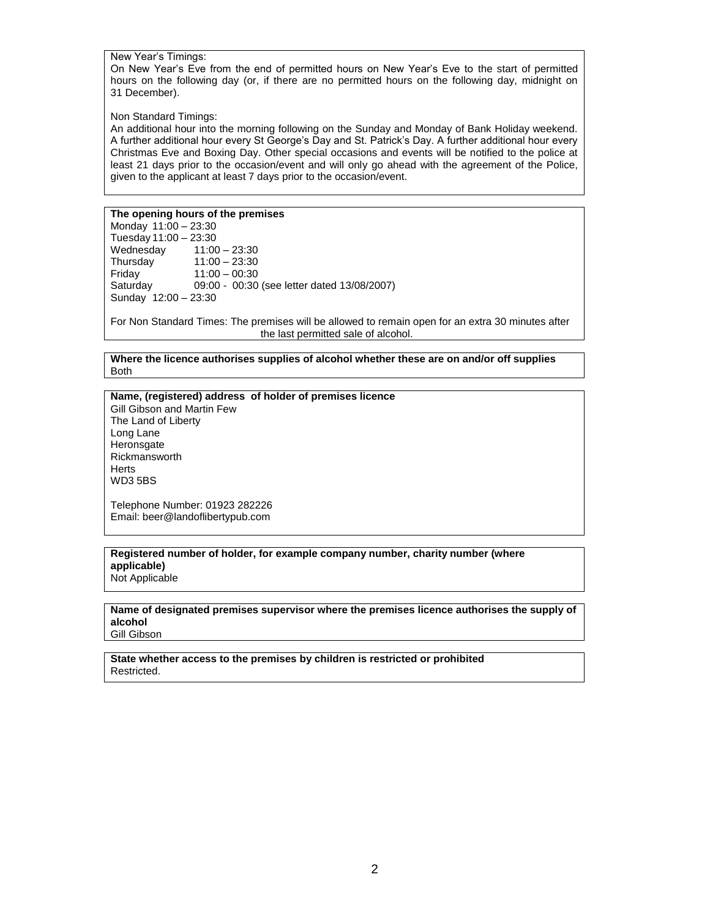New Year's Timings:
On New Year's Eve from the end of permitted hours on New Year's Eve to the start of permitted hours on the following day (or, if there are no permitted hours on the following day, midnight on 31 December).

Non Standard Timings:
An additional hour into the morning following on the Sunday and Monday of Bank Holiday weekend. A further additional hour every St George's Day and St. Patrick's Day. A further additional hour every Christmas Eve and Boxing Day. Other special occasions and events will be notified to the police at least 21 days prior to the occasion/event and will only go ahead with the agreement of the Police, given to the applicant at least 7 days prior to the occasion/event.

**The opening hours of the premises**

Monday 11:00 – 23:30
Tuesday 11:00 – 23:30
Wednesday 11:00 – 23:30
Thursday 11:00 – 23:30
Friday 11:00 – 00:30
Saturday 09:00 - 00:30 (see letter dated 13/08/2007)
Sunday 12:00 – 23:30

For Non Standard Times: The premises will be allowed to remain open for an extra 30 minutes after the last permitted sale of alcohol.

**Where the licence authorises supplies of alcohol whether these are on and/or off supplies**

Both

**Name, (registered) address of holder of premises licence**

Gill Gibson and Martin Few
The Land of Liberty
Long Lane
Heronsgate
Rickmansworth
Herts
WD3 5BS

Telephone Number: 01923 282226
Email: beer@landoflibertypub.com

**Registered number of holder, for example company number, charity number (where applicable)**

Not Applicable

**Name of designated premises supervisor where the premises licence authorises the supply of alcohol**

Gill Gibson

**State whether access to the premises by children is restricted or prohibited**

Restricted.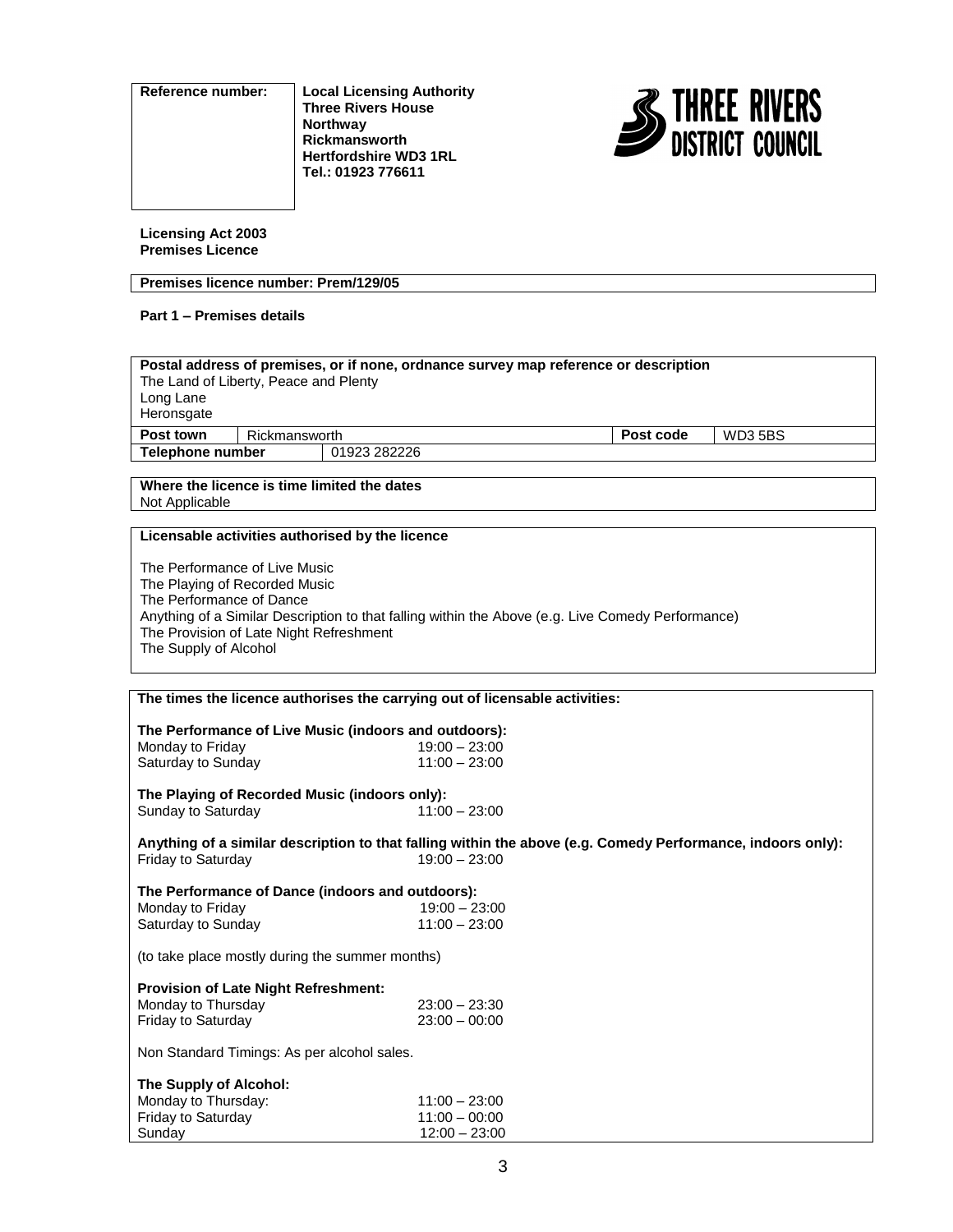| Reference number: | **Local Licensing Authority**<br>**Three Rivers House**<br>**Northway**<br>**Rickmansworth**<br>**Hertfordshire WD3 1RL**<br>**Tel.: 01923 776611** |
|---|---|

THREE RIVERS DISTRICT COUNCIL

**Licensing Act 2003**
**Premises Licence**

**Premises licence number: Prem/129/05**

**Part 1 – Premises details**

| **Postal address of premises, or if none, ordnance survey map reference or description** | | | |
|---|---|---|---|
| The Land of Liberty, Peace and Plenty<br>Long Lane<br>Heronsgate | | | |
| **Post town** | Rickmansworth | **Post code** | WD3 5BS |
| **Telephone number** | 01923 282226 | | |

**Where the licence is time limited the dates**
Not Applicable

**Licensable activities authorised by the licence**

The Performance of Live Music
The Playing of Recorded Music
The Performance of Dance
Anything of a Similar Description to that falling within the Above (e.g. Live Comedy Performance)
The Provision of Late Night Refreshment
The Supply of Alcohol

**The times the licence authorises the carrying out of licensable activities:**

**The Performance of Live Music (indoors and outdoors):**

| | |
|---|---|
| Monday to Friday | 19:00 – 23:00 |
| Saturday to Sunday | 11:00 – 23:00 |

**The Playing of Recorded Music (indoors only):**

| | |
|---|---|
| Sunday to Saturday | 11:00 – 23:00 |

**Anything of a similar description to that falling within the above (e.g. Comedy Performance, indoors only):**

| | |
|---|---|
| Friday to Saturday | 19:00 – 23:00 |

**The Performance of Dance (indoors and outdoors):**

| | |
|---|---|
| Monday to Friday | 19:00 – 23:00 |
| Saturday to Sunday | 11:00 – 23:00 |

(to take place mostly during the summer months)

**Provision of Late Night Refreshment:**

| | |
|---|---|
| Monday to Thursday | 23:00 – 23:30 |
| Friday to Saturday | 23:00 – 00:00 |

Non Standard Timings: As per alcohol sales.

**The Supply of Alcohol:**

| | |
|---|---|
| Monday to Thursday: | 11:00 – 23:00 |
| Friday to Saturday | 11:00 – 00:00 |
| Sunday | 12:00 – 23:00 |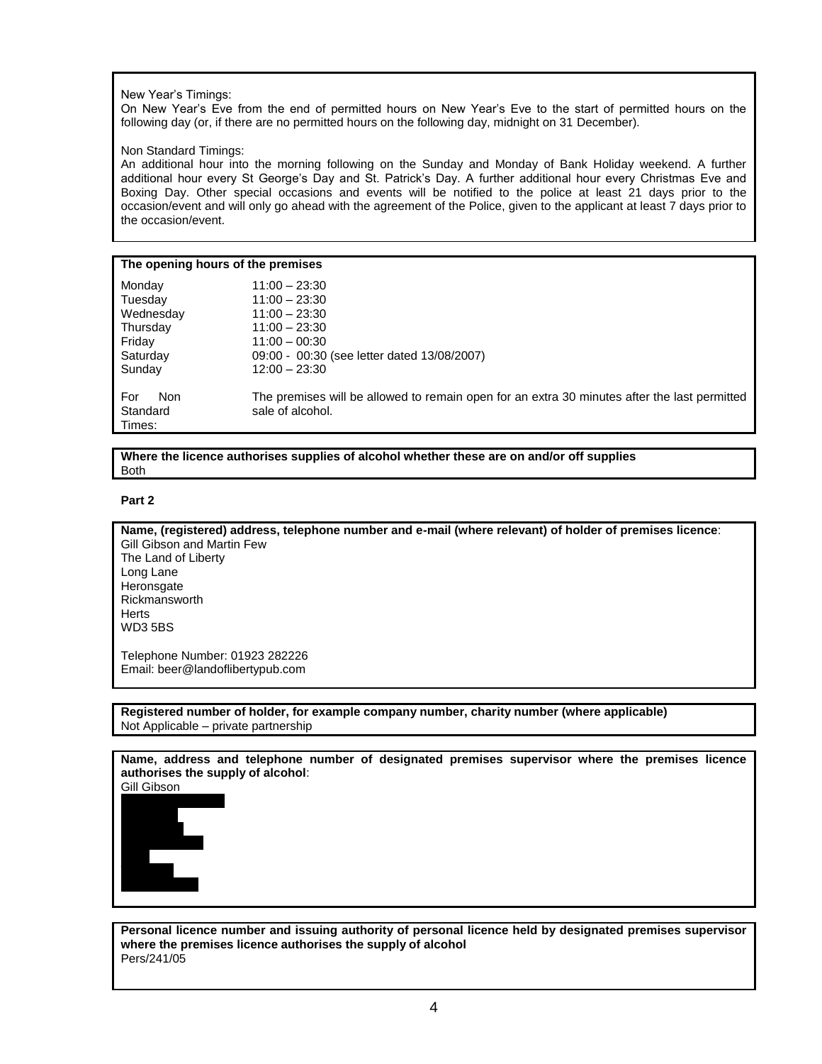New Year's Timings:
On New Year's Eve from the end of permitted hours on New Year's Eve to the start of permitted hours on the following day (or, if there are no permitted hours on the following day, midnight on 31 December).

Non Standard Timings:
An additional hour into the morning following on the Sunday and Monday of Bank Holiday weekend. A further additional hour every St George's Day and St. Patrick's Day. A further additional hour every Christmas Eve and Boxing Day. Other special occasions and events will be notified to the police at least 21 days prior to the occasion/event and will only go ahead with the agreement of the Police, given to the applicant at least 7 days prior to the occasion/event.

**The opening hours of the premises**

| | |
|---|---|
| Monday | 11:00 – 23:30 |
| Tuesday | 11:00 – 23:30 |
| Wednesday | 11:00 – 23:30 |
| Thursday | 11:00 – 23:30 |
| Friday | 11:00 – 00:30 |
| Saturday | 09:00 - 00:30 (see letter dated 13/08/2007) |
| Sunday | 12:00 – 23:30 |
| For Non Standard Times: | The premises will be allowed to remain open for an extra 30 minutes after the last permitted sale of alcohol. |

**Where the licence authorises supplies of alcohol whether these are on and/or off supplies**
Both

**Part 2**

**Name, (registered) address, telephone number and e-mail (where relevant) of holder of premises licence**:
Gill Gibson and Martin Few
The Land of Liberty
Long Lane
Heronsgate
Rickmansworth
Herts
WD3 5BS

Telephone Number: 01923 282226
Email: beer@landoflibertypub.com

**Registered number of holder, for example company number, charity number (where applicable)**
Not Applicable – private partnership

**Name, address and telephone number of designated premises supervisor where the premises licence authorises the supply of alcohol**:
Gill Gibson

**Personal licence number and issuing authority of personal licence held by designated premises supervisor where the premises licence authorises the supply of alcohol**
Pers/241/05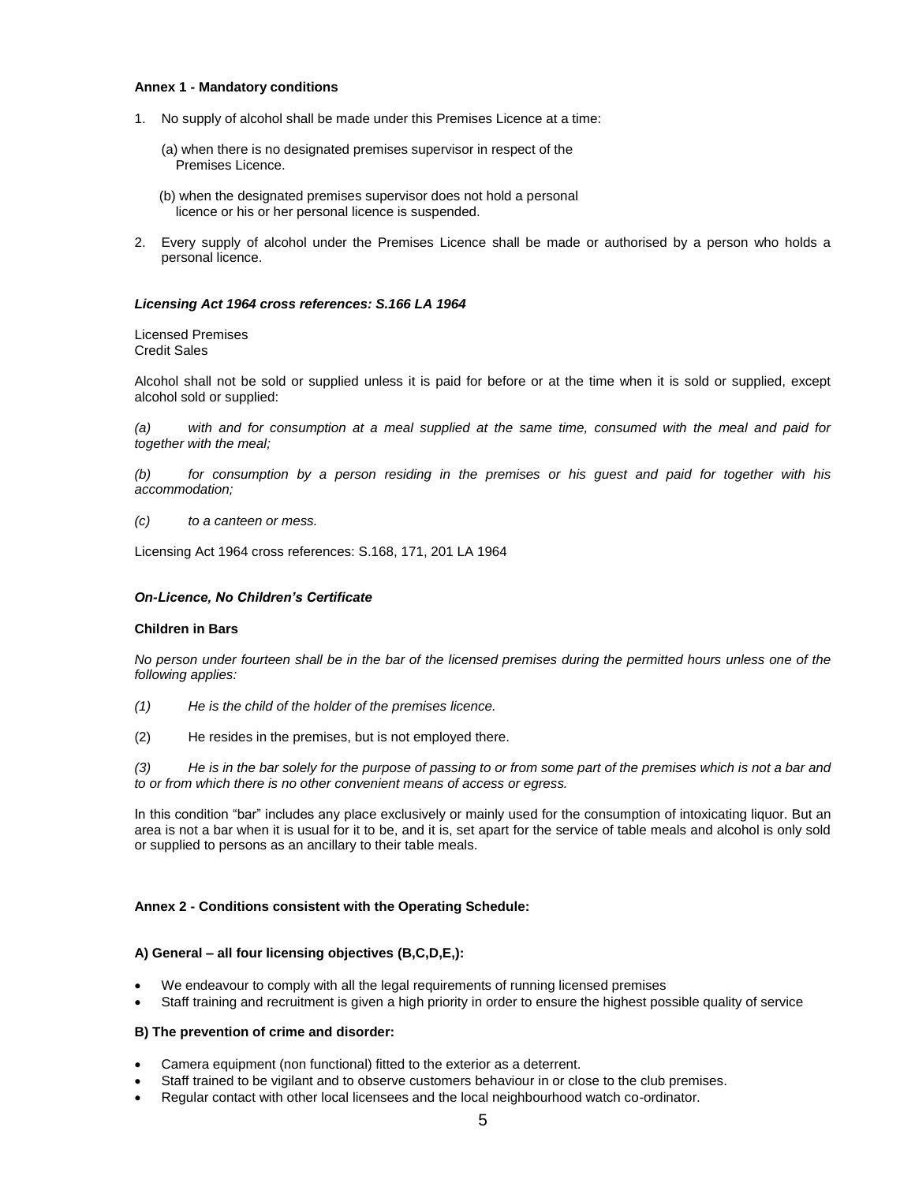**Annex 1 - Mandatory conditions**

1. No supply of alcohol shall be made under this Premises Licence at a time:

   (a) when there is no designated premises supervisor in respect of the Premises Licence.

   (b) when the designated premises supervisor does not hold a personal licence or his or her personal licence is suspended.

2. Every supply of alcohol under the Premises Licence shall be made or authorised by a person who holds a personal licence.

***Licensing Act 1964 cross references: S.166 LA 1964***

Licensed Premises
Credit Sales

Alcohol shall not be sold or supplied unless it is paid for before or at the time when it is sold or supplied, except alcohol sold or supplied:

*(a) with and for consumption at a meal supplied at the same time, consumed with the meal and paid for together with the meal;*

*(b) for consumption by a person residing in the premises or his guest and paid for together with his accommodation;*

*(c) to a canteen or mess.*

Licensing Act 1964 cross references: S.168, 171, 201 LA 1964

***On-Licence, No Children's Certificate***

**Children in Bars**

*No person under fourteen shall be in the bar of the licensed premises during the permitted hours unless one of the following applies:*

*(1) He is the child of the holder of the premises licence.*

(2) He resides in the premises, but is not employed there.

*(3) He is in the bar solely for the purpose of passing to or from some part of the premises which is not a bar and to or from which there is no other convenient means of access or egress.*

In this condition "bar" includes any place exclusively or mainly used for the consumption of intoxicating liquor. But an area is not a bar when it is usual for it to be, and it is, set apart for the service of table meals and alcohol is only sold or supplied to persons as an ancillary to their table meals.

**Annex 2 - Conditions consistent with the Operating Schedule:**

**A) General – all four licensing objectives (B,C,D,E,):**

- We endeavour to comply with all the legal requirements of running licensed premises
- Staff training and recruitment is given a high priority in order to ensure the highest possible quality of service

**B) The prevention of crime and disorder:**

- Camera equipment (non functional) fitted to the exterior as a deterrent.
- Staff trained to be vigilant and to observe customers behaviour in or close to the club premises.
- Regular contact with other local licensees and the local neighbourhood watch co-ordinator.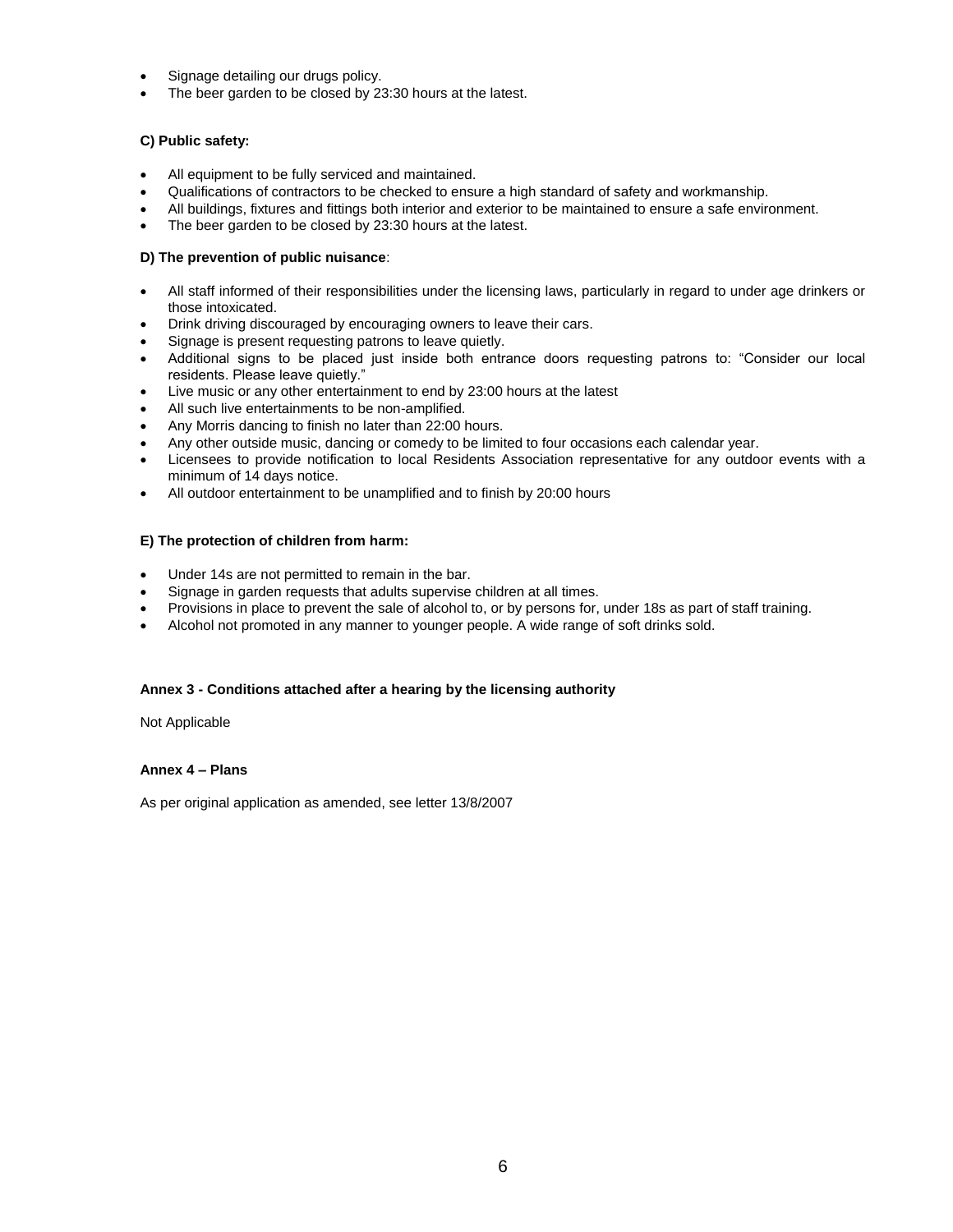- Signage detailing our drugs policy.
- The beer garden to be closed by 23:30 hours at the latest.

**C) Public safety:**

- All equipment to be fully serviced and maintained.
- Qualifications of contractors to be checked to ensure a high standard of safety and workmanship.
- All buildings, fixtures and fittings both interior and exterior to be maintained to ensure a safe environment.
- The beer garden to be closed by 23:30 hours at the latest.

**D) The prevention of public nuisance**:

- All staff informed of their responsibilities under the licensing laws, particularly in regard to under age drinkers or those intoxicated.
- Drink driving discouraged by encouraging owners to leave their cars.
- Signage is present requesting patrons to leave quietly.
- Additional signs to be placed just inside both entrance doors requesting patrons to: "Consider our local residents. Please leave quietly."
- Live music or any other entertainment to end by 23:00 hours at the latest
- All such live entertainments to be non-amplified.
- Any Morris dancing to finish no later than 22:00 hours.
- Any other outside music, dancing or comedy to be limited to four occasions each calendar year.
- Licensees to provide notification to local Residents Association representative for any outdoor events with a minimum of 14 days notice.
- All outdoor entertainment to be unamplified and to finish by 20:00 hours

**E) The protection of children from harm:**

- Under 14s are not permitted to remain in the bar.
- Signage in garden requests that adults supervise children at all times.
- Provisions in place to prevent the sale of alcohol to, or by persons for, under 18s as part of staff training.
- Alcohol not promoted in any manner to younger people. A wide range of soft drinks sold.

**Annex 3 - Conditions attached after a hearing by the licensing authority**

Not Applicable

**Annex 4 – Plans**

As per original application as amended, see letter 13/8/2007